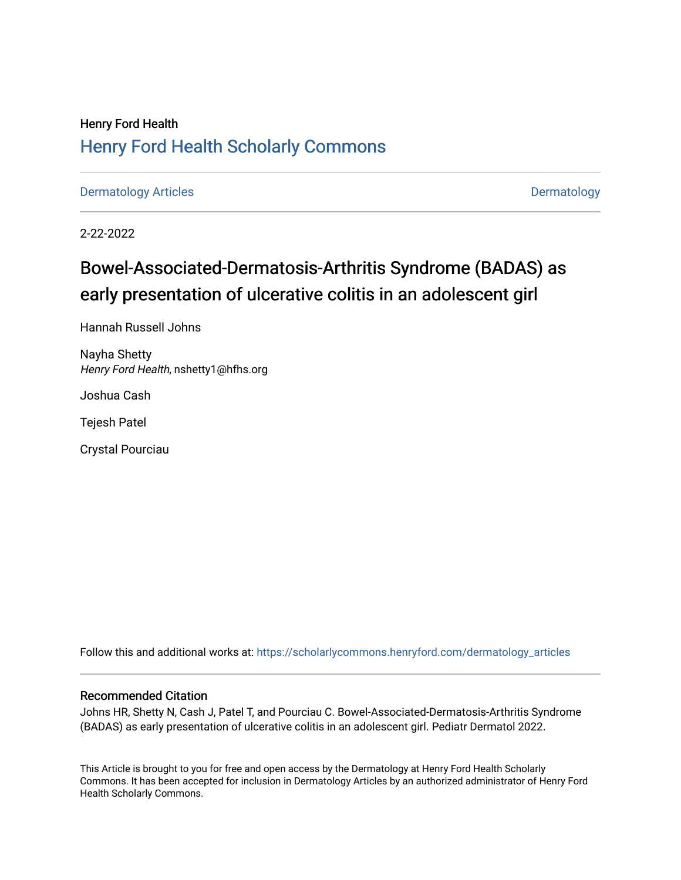Henry Ford Health

# Henry Ford Health Scholarly Commons

Dermatology Articles

Dermatology

2-22-2022

# Bowel-Associated-Dermatosis-Arthritis Syndrome (BADAS) as early presentation of ulcerative colitis in an adolescent girl

Hannah Russell Johns

Nayha Shetty
*Henry Ford Health*, nshetty1@hfhs.org

Joshua Cash

Tejesh Patel

Crystal Pourciau

Follow this and additional works at: https://scholarlycommons.henryford.com/dermatology_articles

## Recommended Citation

Johns HR, Shetty N, Cash J, Patel T, and Pourciau C. Bowel-Associated-Dermatosis-Arthritis Syndrome (BADAS) as early presentation of ulcerative colitis in an adolescent girl. Pediatr Dermatol 2022.

This Article is brought to you for free and open access by the Dermatology at Henry Ford Health Scholarly Commons. It has been accepted for inclusion in Dermatology Articles by an authorized administrator of Henry Ford Health Scholarly Commons.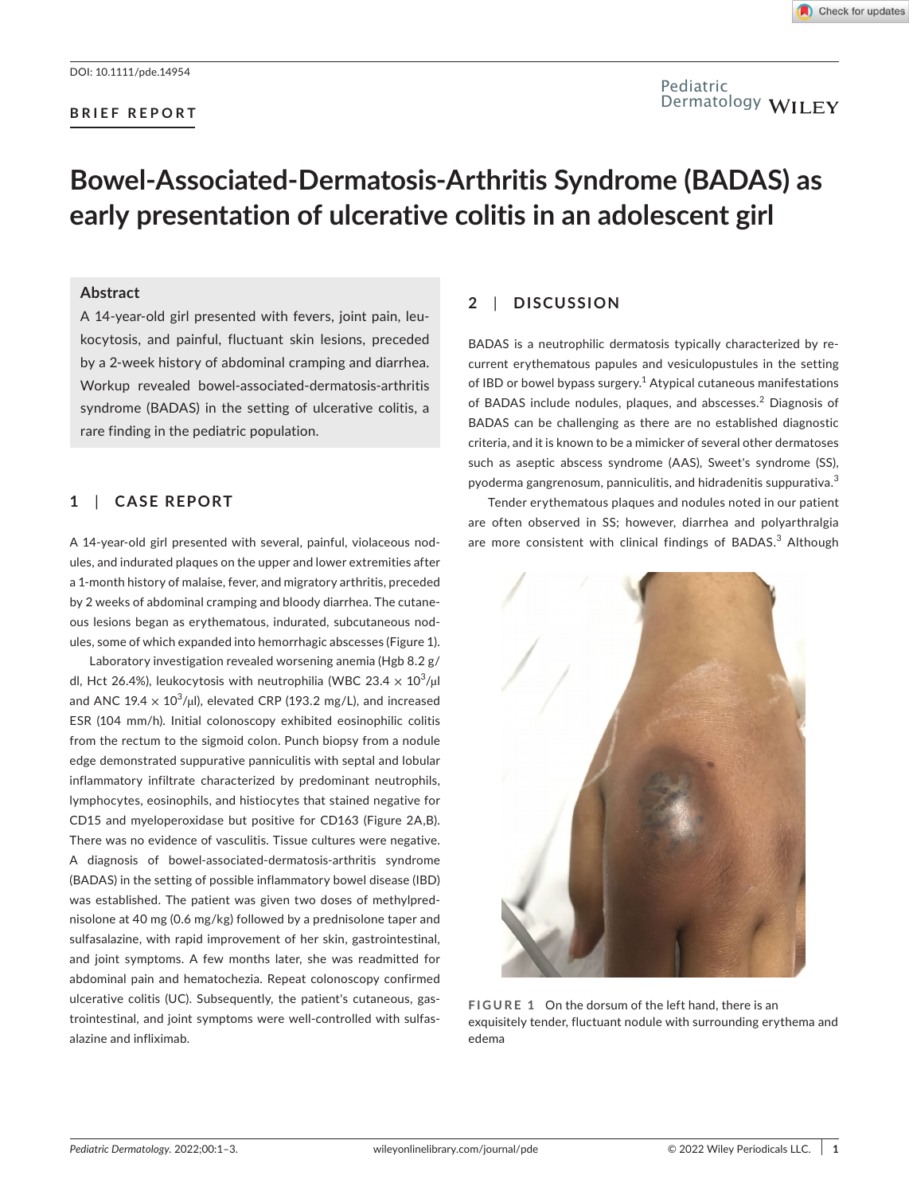DOI: 10.1111/pde.14954

**BRIEF REPORT**

# Bowel-Associated-Dermatosis-Arthritis Syndrome (BADAS) as early presentation of ulcerative colitis in an adolescent girl

## Abstract

A 14-year-old girl presented with fevers, joint pain, leukocytosis, and painful, fluctuant skin lesions, preceded by a 2-week history of abdominal cramping and diarrhea. Workup revealed bowel-associated-dermatosis-arthritis syndrome (BADAS) in the setting of ulcerative colitis, a rare finding in the pediatric population.

## 1 | CASE REPORT

A 14-year-old girl presented with several, painful, violaceous nodules, and indurated plaques on the upper and lower extremities after a 1-month history of malaise, fever, and migratory arthritis, preceded by 2 weeks of abdominal cramping and bloody diarrhea. The cutaneous lesions began as erythematous, indurated, subcutaneous nodules, some of which expanded into hemorrhagic abscesses (Figure 1).

Laboratory investigation revealed worsening anemia (Hgb 8.2 g/dl, Hct 26.4%), leukocytosis with neutrophilia (WBC 23.4 $\times$ $10^3$/μl and ANC 19.4 $\times$ $10^3$/μl), elevated CRP (193.2 mg/L), and increased ESR (104 mm/h). Initial colonoscopy exhibited eosinophilic colitis from the rectum to the sigmoid colon. Punch biopsy from a nodule edge demonstrated suppurative panniculitis with septal and lobular inflammatory infiltrate characterized by predominant neutrophils, lymphocytes, eosinophils, and histiocytes that stained negative for CD15 and myeloperoxidase but positive for CD163 (Figure 2A,B). There was no evidence of vasculitis. Tissue cultures were negative. A diagnosis of bowel-associated-dermatosis-arthritis syndrome (BADAS) in the setting of possible inflammatory bowel disease (IBD) was established. The patient was given two doses of methylprednisolone at 40 mg (0.6 mg/kg) followed by a prednisolone taper and sulfasalazine, with rapid improvement of her skin, gastrointestinal, and joint symptoms. A few months later, she was readmitted for abdominal pain and hematochezia. Repeat colonoscopy confirmed ulcerative colitis (UC). Subsequently, the patient's cutaneous, gastrointestinal, and joint symptoms were well-controlled with sulfasalazine and infliximab.

## 2 | DISCUSSION

BADAS is a neutrophilic dermatosis typically characterized by recurrent erythematous papules and vesiculopustules in the setting of IBD or bowel bypass surgery.[1] Atypical cutaneous manifestations of BADAS include nodules, plaques, and abscesses.[2] Diagnosis of BADAS can be challenging as there are no established diagnostic criteria, and it is known to be a mimicker of several other dermatoses such as aseptic abscess syndrome (AAS), Sweet's syndrome (SS), pyoderma gangrenosum, panniculitis, and hidradenitis suppurativa.[3]

Tender erythematous plaques and nodules noted in our patient are often observed in SS; however, diarrhea and polyarthralgia are more consistent with clinical findings of BADAS.[3] Although

FIGURE 1 On the dorsum of the left hand, there is an exquisitely tender, fluctuant nodule with surrounding erythema and edema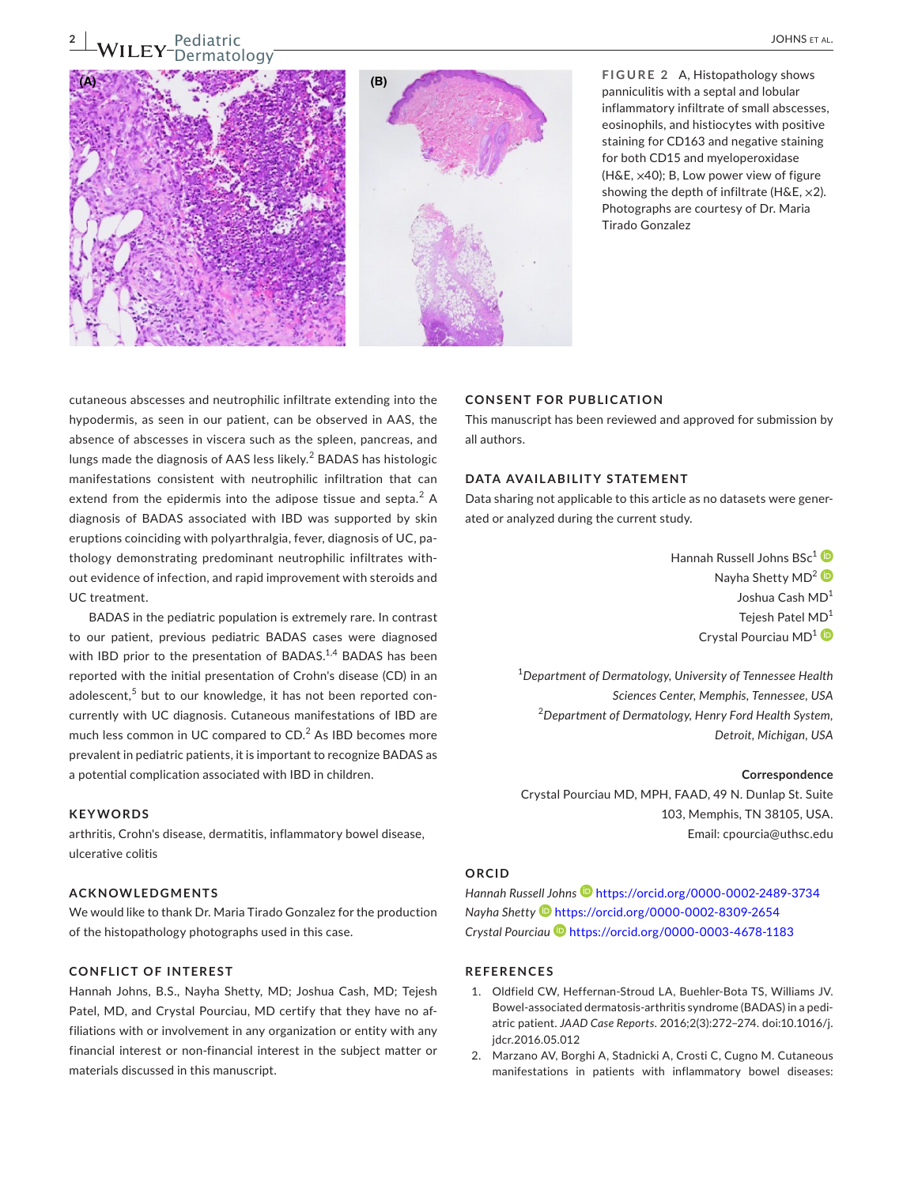FIGURE 2 A, Histopathology shows panniculitis with a septal and lobular inflammatory infiltrate of small abscesses, eosinophils, and histiocytes with positive staining for CD163 and negative staining for both CD15 and myeloperoxidase (H&E, ×40); B, Low power view of figure showing the depth of infiltrate (H&E, ×2). Photographs are courtesy of Dr. Maria Tirado Gonzalez

cutaneous abscesses and neutrophilic infiltrate extending into the hypodermis, as seen in our patient, can be observed in AAS, the absence of abscesses in viscera such as the spleen, pancreas, and lungs made the diagnosis of AAS less likely.[2] BADAS has histologic manifestations consistent with neutrophilic infiltration that can extend from the epidermis into the adipose tissue and septa.[2] A diagnosis of BADAS associated with IBD was supported by skin eruptions coinciding with polyarthralgia, fever, diagnosis of UC, pathology demonstrating predominant neutrophilic infiltrates without evidence of infection, and rapid improvement with steroids and UC treatment.

BADAS in the pediatric population is extremely rare. In contrast to our patient, previous pediatric BADAS cases were diagnosed with IBD prior to the presentation of BADAS.[1,4] BADAS has been reported with the initial presentation of Crohn's disease (CD) in an adolescent,[5] but to our knowledge, it has not been reported concurrently with UC diagnosis. Cutaneous manifestations of IBD are much less common in UC compared to CD.[2] As IBD becomes more prevalent in pediatric patients, it is important to recognize BADAS as a potential complication associated with IBD in children.

## KEYWORDS

arthritis, Crohn's disease, dermatitis, inflammatory bowel disease, ulcerative colitis

## ACKNOWLEDGMENTS

We would like to thank Dr. Maria Tirado Gonzalez for the production of the histopathology photographs used in this case.

## CONFLICT OF INTEREST

Hannah Johns, B.S., Nayha Shetty, MD; Joshua Cash, MD; Tejesh Patel, MD, and Crystal Pourciau, MD certify that they have no affiliations with or involvement in any organization or entity with any financial interest or non-financial interest in the subject matter or materials discussed in this manuscript.

## CONSENT FOR PUBLICATION

This manuscript has been reviewed and approved for submission by all authors.

## DATA AVAILABILITY STATEMENT

Data sharing not applicable to this article as no datasets were generated or analyzed during the current study.

Hannah Russell Johns BSc[1]
Nayha Shetty MD[2]
Joshua Cash MD[1]
Tejesh Patel MD[1]
Crystal Pourciau MD[1]

[1]*Department of Dermatology, University of Tennessee Health Sciences Center, Memphis, Tennessee, USA*
[2]*Department of Dermatology, Henry Ford Health System, Detroit, Michigan, USA*

**Correspondence**
Crystal Pourciau MD, MPH, FAAD, 49 N. Dunlap St. Suite 103, Memphis, TN 38105, USA.
Email: cpourcia@uthsc.edu

## ORCID

*Hannah Russell Johns* https://orcid.org/0000-0002-2489-3734
*Nayha Shetty* https://orcid.org/0000-0002-8309-2654
*Crystal Pourciau* https://orcid.org/0000-0003-4678-1183

## REFERENCES

1. Oldfield CW, Heffernan-Stroud LA, Buehler-Bota TS, Williams JV. Bowel-associated dermatosis-arthritis syndrome (BADAS) in a pediatric patient. *JAAD Case Reports*. 2016;2(3):272–274. doi:10.1016/j.jdcr.2016.05.012
2. Marzano AV, Borghi A, Stadnicki A, Crosti C, Cugno M. Cutaneous manifestations in patients with inflammatory bowel diseases: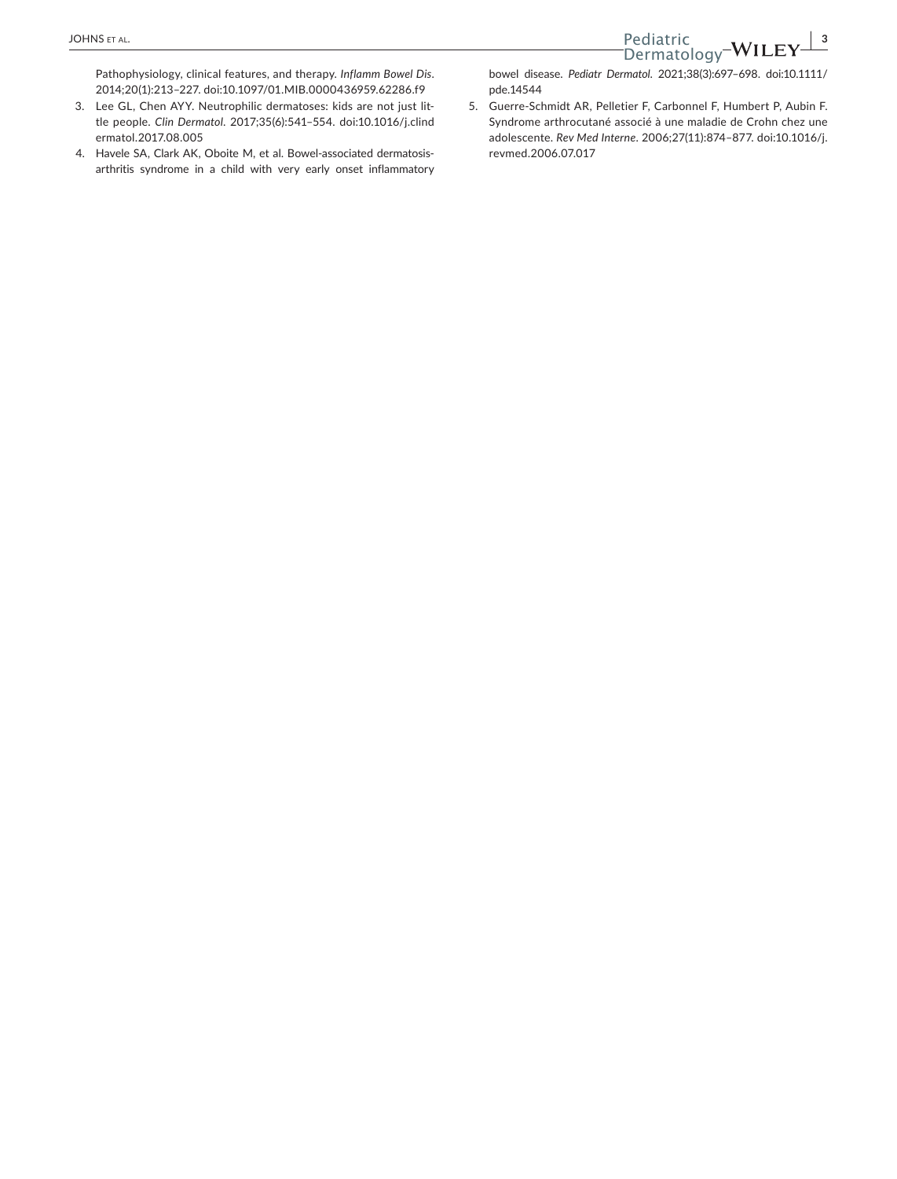Pathophysiology, clinical features, and therapy. *Inflamm Bowel Dis*. 2014;20(1):213–227. doi:10.1097/01.MIB.0000436959.62286.f9

3. Lee GL, Chen AYY. Neutrophilic dermatoses: kids are not just little people. *Clin Dermatol*. 2017;35(6):541–554. doi:10.1016/j.clindermatol.2017.08.005
4. Havele SA, Clark AK, Oboite M, et al. Bowel-associated dermatosis-arthritis syndrome in a child with very early onset inflammatory bowel disease. *Pediatr Dermatol*. 2021;38(3):697–698. doi:10.1111/pde.14544
5. Guerre-Schmidt AR, Pelletier F, Carbonnel F, Humbert P, Aubin F. Syndrome arthrocutané associé à une maladie de Crohn chez une adolescente. *Rev Med Interne*. 2006;27(11):874–877. doi:10.1016/j.revmed.2006.07.017